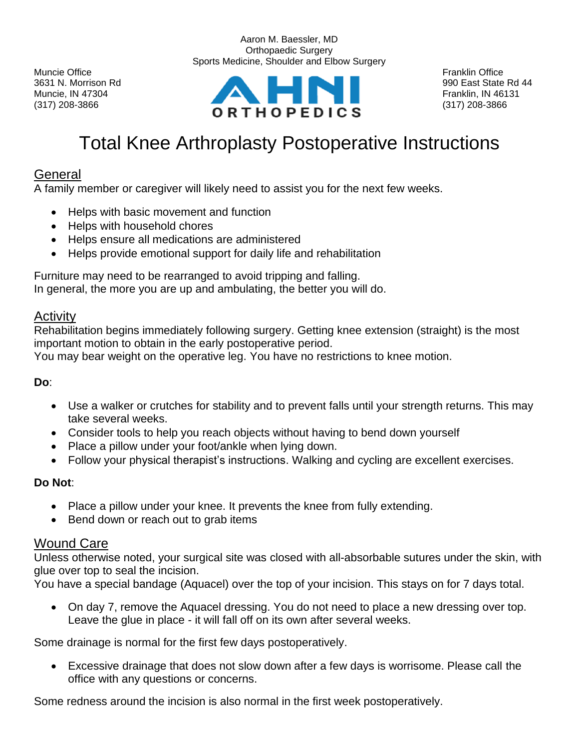Aaron M. Baessler, MD
Orthopaedic Surgery
Sports Medicine, Shoulder and Elbow Surgery

Muncie Office
3631 N. Morrison Rd
Muncie, IN 47304
(317) 208-3866

AHNI ORTHOPEDICS

Franklin Office
990 East State Rd 44
Franklin, IN 46131
(317) 208-3866

# Total Knee Arthroplasty Postoperative Instructions

## General

A family member or caregiver will likely need to assist you for the next few weeks.

- Helps with basic movement and function
- Helps with household chores
- Helps ensure all medications are administered
- Helps provide emotional support for daily life and rehabilitation

Furniture may need to be rearranged to avoid tripping and falling.
In general, the more you are up and ambulating, the better you will do.

## Activity

Rehabilitation begins immediately following surgery. Getting knee extension (straight) is the most important motion to obtain in the early postoperative period.
You may bear weight on the operative leg. You have no restrictions to knee motion.

**Do**:

- Use a walker or crutches for stability and to prevent falls until your strength returns. This may take several weeks.
- Consider tools to help you reach objects without having to bend down yourself
- Place a pillow under your foot/ankle when lying down.
- Follow your physical therapist's instructions. Walking and cycling are excellent exercises.

**Do Not**:

- Place a pillow under your knee. It prevents the knee from fully extending.
- Bend down or reach out to grab items

## Wound Care

Unless otherwise noted, your surgical site was closed with all-absorbable sutures under the skin, with glue over top to seal the incision.
You have a special bandage (Aquacel) over the top of your incision. This stays on for 7 days total.

- On day 7, remove the Aquacel dressing. You do not need to place a new dressing over top. Leave the glue in place - it will fall off on its own after several weeks.

Some drainage is normal for the first few days postoperatively.

- Excessive drainage that does not slow down after a few days is worrisome. Please call the office with any questions or concerns.

Some redness around the incision is also normal in the first week postoperatively.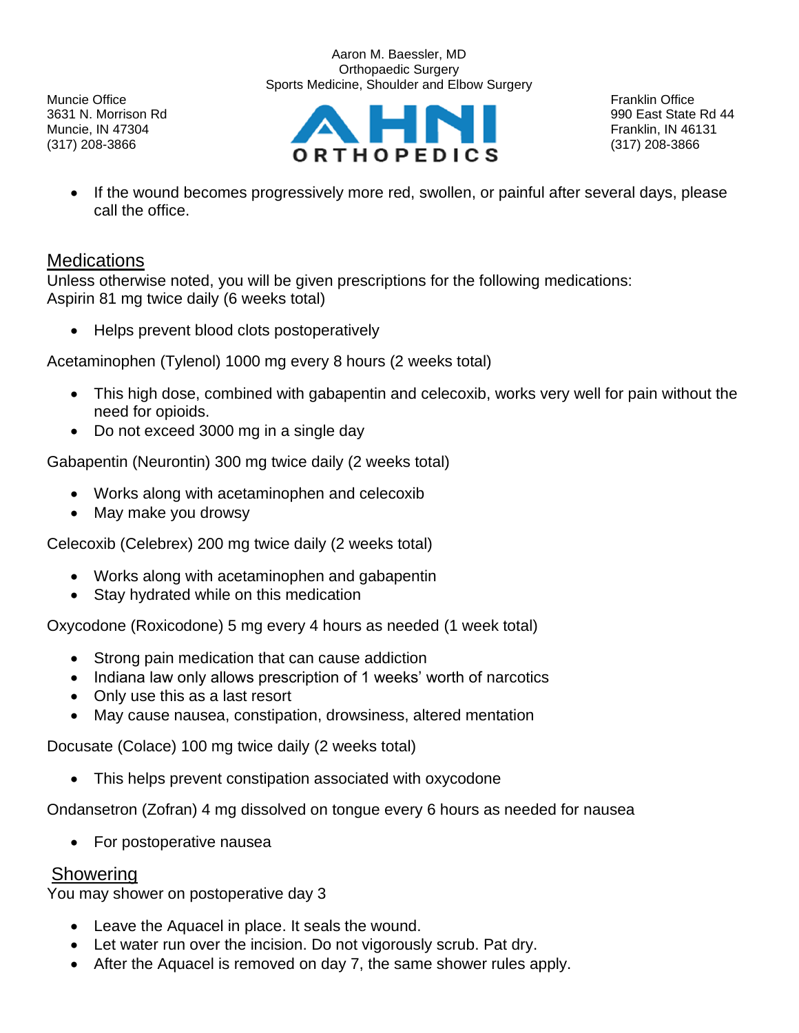- If the wound becomes progressively more red, swollen, or painful after several days, please call the office.

## Medications

Unless otherwise noted, you will be given prescriptions for the following medications:
Aspirin 81 mg twice daily (6 weeks total)

- Helps prevent blood clots postoperatively

Acetaminophen (Tylenol) 1000 mg every 8 hours (2 weeks total)

- This high dose, combined with gabapentin and celecoxib, works very well for pain without the need for opioids.
- Do not exceed 3000 mg in a single day

Gabapentin (Neurontin) 300 mg twice daily (2 weeks total)

- Works along with acetaminophen and celecoxib
- May make you drowsy

Celecoxib (Celebrex) 200 mg twice daily (2 weeks total)

- Works along with acetaminophen and gabapentin
- Stay hydrated while on this medication

Oxycodone (Roxicodone) 5 mg every 4 hours as needed (1 week total)

- Strong pain medication that can cause addiction
- Indiana law only allows prescription of 1 weeks' worth of narcotics
- Only use this as a last resort
- May cause nausea, constipation, drowsiness, altered mentation

Docusate (Colace) 100 mg twice daily (2 weeks total)

- This helps prevent constipation associated with oxycodone

Ondansetron (Zofran) 4 mg dissolved on tongue every 6 hours as needed for nausea

- For postoperative nausea

## Showering

You may shower on postoperative day 3

- Leave the Aquacel in place. It seals the wound.
- Let water run over the incision. Do not vigorously scrub. Pat dry.
- After the Aquacel is removed on day 7, the same shower rules apply.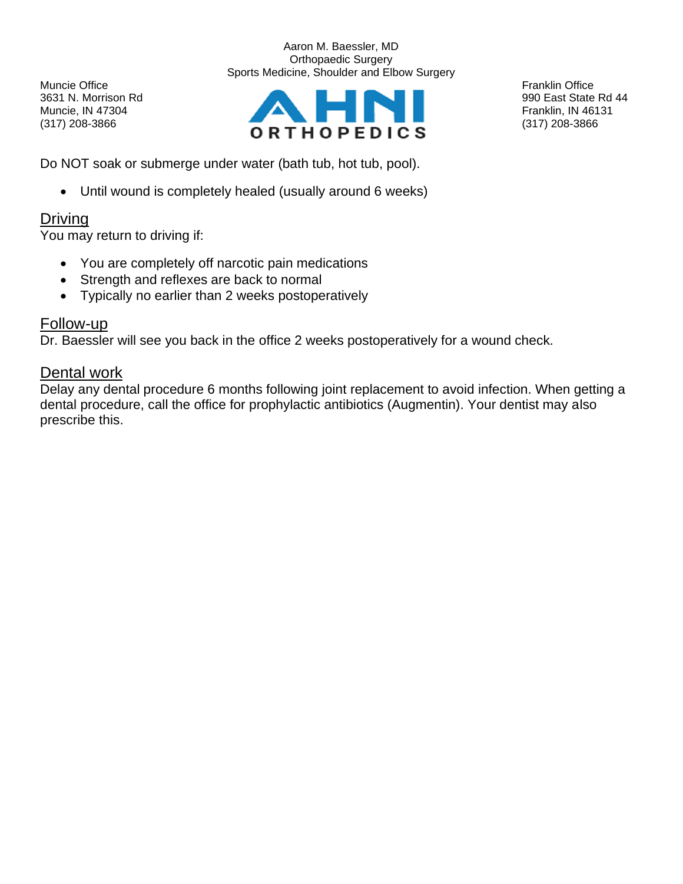Do NOT soak or submerge under water (bath tub, hot tub, pool).

- Until wound is completely healed (usually around 6 weeks)

## Driving

You may return to driving if:

- You are completely off narcotic pain medications
- Strength and reflexes are back to normal
- Typically no earlier than 2 weeks postoperatively

## Follow-up

Dr. Baessler will see you back in the office 2 weeks postoperatively for a wound check.

## Dental work

Delay any dental procedure 6 months following joint replacement to avoid infection. When getting a dental procedure, call the office for prophylactic antibiotics (Augmentin). Your dentist may also prescribe this.